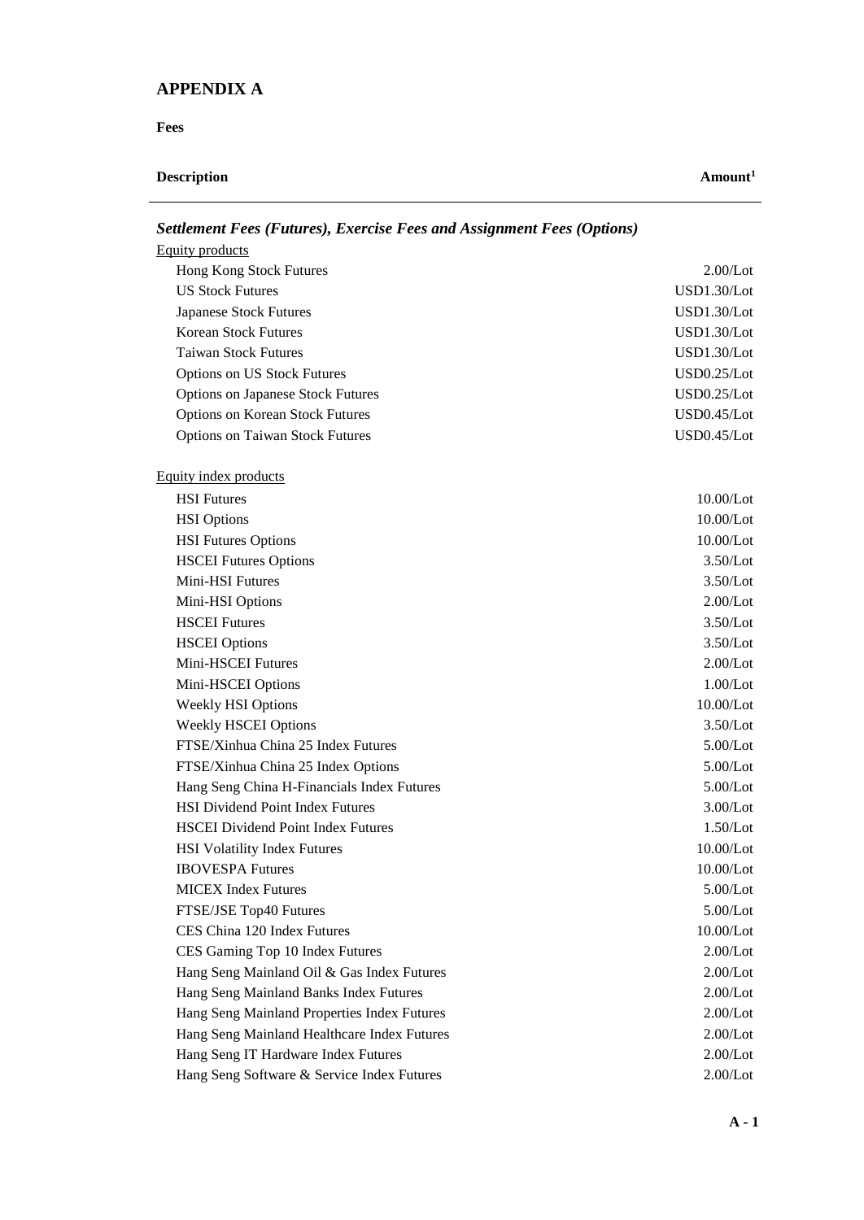# APPENDIX A

**Fees**

| **Description** | **Amount[1]** |
| --- | --- |
| ***Settlement Fees (Futures), Exercise Fees and Assignment Fees (Options)*** | |
| Equity products | |
| Hong Kong Stock Futures | 2.00/Lot |
| US Stock Futures | USD1.30/Lot |
| Japanese Stock Futures | USD1.30/Lot |
| Korean Stock Futures | USD1.30/Lot |
| Taiwan Stock Futures | USD1.30/Lot |
| Options on US Stock Futures | USD0.25/Lot |
| Options on Japanese Stock Futures | USD0.25/Lot |
| Options on Korean Stock Futures | USD0.45/Lot |
| Options on Taiwan Stock Futures | USD0.45/Lot |
| Equity index products | |
| HSI Futures | 10.00/Lot |
| HSI Options | 10.00/Lot |
| HSI Futures Options | 10.00/Lot |
| HSCEI Futures Options | 3.50/Lot |
| Mini-HSI Futures | 3.50/Lot |
| Mini-HSI Options | 2.00/Lot |
| HSCEI Futures | 3.50/Lot |
| HSCEI Options | 3.50/Lot |
| Mini-HSCEI Futures | 2.00/Lot |
| Mini-HSCEI Options | 1.00/Lot |
| Weekly HSI Options | 10.00/Lot |
| Weekly HSCEI Options | 3.50/Lot |
| FTSE/Xinhua China 25 Index Futures | 5.00/Lot |
| FTSE/Xinhua China 25 Index Options | 5.00/Lot |
| Hang Seng China H-Financials Index Futures | 5.00/Lot |
| HSI Dividend Point Index Futures | 3.00/Lot |
| HSCEI Dividend Point Index Futures | 1.50/Lot |
| HSI Volatility Index Futures | 10.00/Lot |
| IBOVESPA Futures | 10.00/Lot |
| MICEX Index Futures | 5.00/Lot |
| FTSE/JSE Top40 Futures | 5.00/Lot |
| CES China 120 Index Futures | 10.00/Lot |
| CES Gaming Top 10 Index Futures | 2.00/Lot |
| Hang Seng Mainland Oil & Gas Index Futures | 2.00/Lot |
| Hang Seng Mainland Banks Index Futures | 2.00/Lot |
| Hang Seng Mainland Properties Index Futures | 2.00/Lot |
| Hang Seng Mainland Healthcare Index Futures | 2.00/Lot |
| Hang Seng IT Hardware Index Futures | 2.00/Lot |
| Hang Seng Software & Service Index Futures | 2.00/Lot |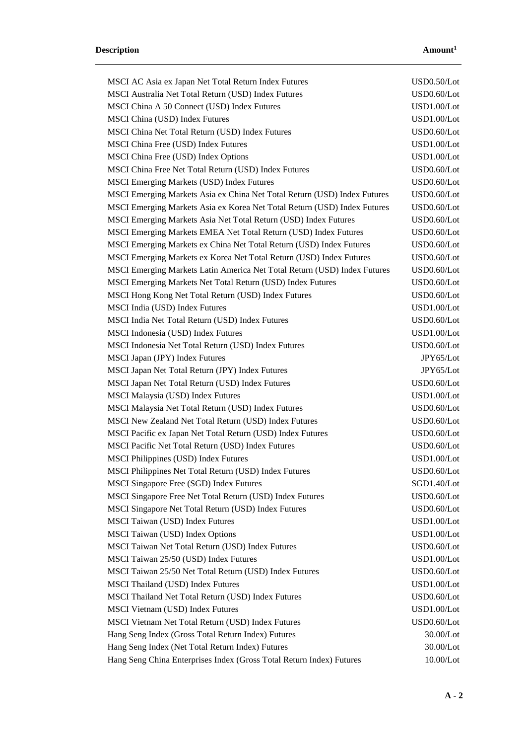| Description | Amount[1] |
|---|---|
| MSCI AC Asia ex Japan Net Total Return Index Futures | USD0.50/Lot |
| MSCI Australia Net Total Return (USD) Index Futures | USD0.60/Lot |
| MSCI China A 50 Connect (USD) Index Futures | USD1.00/Lot |
| MSCI China (USD) Index Futures | USD1.00/Lot |
| MSCI China Net Total Return (USD) Index Futures | USD0.60/Lot |
| MSCI China Free (USD) Index Futures | USD1.00/Lot |
| MSCI China Free (USD) Index Options | USD1.00/Lot |
| MSCI China Free Net Total Return (USD) Index Futures | USD0.60/Lot |
| MSCI Emerging Markets (USD) Index Futures | USD0.60/Lot |
| MSCI Emerging Markets Asia ex China Net Total Return (USD) Index Futures | USD0.60/Lot |
| MSCI Emerging Markets Asia ex Korea Net Total Return (USD) Index Futures | USD0.60/Lot |
| MSCI Emerging Markets Asia Net Total Return (USD) Index Futures | USD0.60/Lot |
| MSCI Emerging Markets EMEA Net Total Return (USD) Index Futures | USD0.60/Lot |
| MSCI Emerging Markets ex China Net Total Return (USD) Index Futures | USD0.60/Lot |
| MSCI Emerging Markets ex Korea Net Total Return (USD) Index Futures | USD0.60/Lot |
| MSCI Emerging Markets Latin America Net Total Return (USD) Index Futures | USD0.60/Lot |
| MSCI Emerging Markets Net Total Return (USD) Index Futures | USD0.60/Lot |
| MSCI Hong Kong Net Total Return (USD) Index Futures | USD0.60/Lot |
| MSCI India (USD) Index Futures | USD1.00/Lot |
| MSCI India Net Total Return (USD) Index Futures | USD0.60/Lot |
| MSCI Indonesia (USD) Index Futures | USD1.00/Lot |
| MSCI Indonesia Net Total Return (USD) Index Futures | USD0.60/Lot |
| MSCI Japan (JPY) Index Futures | JPY65/Lot |
| MSCI Japan Net Total Return (JPY) Index Futures | JPY65/Lot |
| MSCI Japan Net Total Return (USD) Index Futures | USD0.60/Lot |
| MSCI Malaysia (USD) Index Futures | USD1.00/Lot |
| MSCI Malaysia Net Total Return (USD) Index Futures | USD0.60/Lot |
| MSCI New Zealand Net Total Return (USD) Index Futures | USD0.60/Lot |
| MSCI Pacific ex Japan Net Total Return (USD) Index Futures | USD0.60/Lot |
| MSCI Pacific Net Total Return (USD) Index Futures | USD0.60/Lot |
| MSCI Philippines (USD) Index Futures | USD1.00/Lot |
| MSCI Philippines Net Total Return (USD) Index Futures | USD0.60/Lot |
| MSCI Singapore Free (SGD) Index Futures | SGD1.40/Lot |
| MSCI Singapore Free Net Total Return (USD) Index Futures | USD0.60/Lot |
| MSCI Singapore Net Total Return (USD) Index Futures | USD0.60/Lot |
| MSCI Taiwan (USD) Index Futures | USD1.00/Lot |
| MSCI Taiwan (USD) Index Options | USD1.00/Lot |
| MSCI Taiwan Net Total Return (USD) Index Futures | USD0.60/Lot |
| MSCI Taiwan 25/50 (USD) Index Futures | USD1.00/Lot |
| MSCI Taiwan 25/50 Net Total Return (USD) Index Futures | USD0.60/Lot |
| MSCI Thailand (USD) Index Futures | USD1.00/Lot |
| MSCI Thailand Net Total Return (USD) Index Futures | USD0.60/Lot |
| MSCI Vietnam (USD) Index Futures | USD1.00/Lot |
| MSCI Vietnam Net Total Return (USD) Index Futures | USD0.60/Lot |
| Hang Seng Index (Gross Total Return Index) Futures | 30.00/Lot |
| Hang Seng Index (Net Total Return Index) Futures | 30.00/Lot |
| Hang Seng China Enterprises Index (Gross Total Return Index) Futures | 10.00/Lot |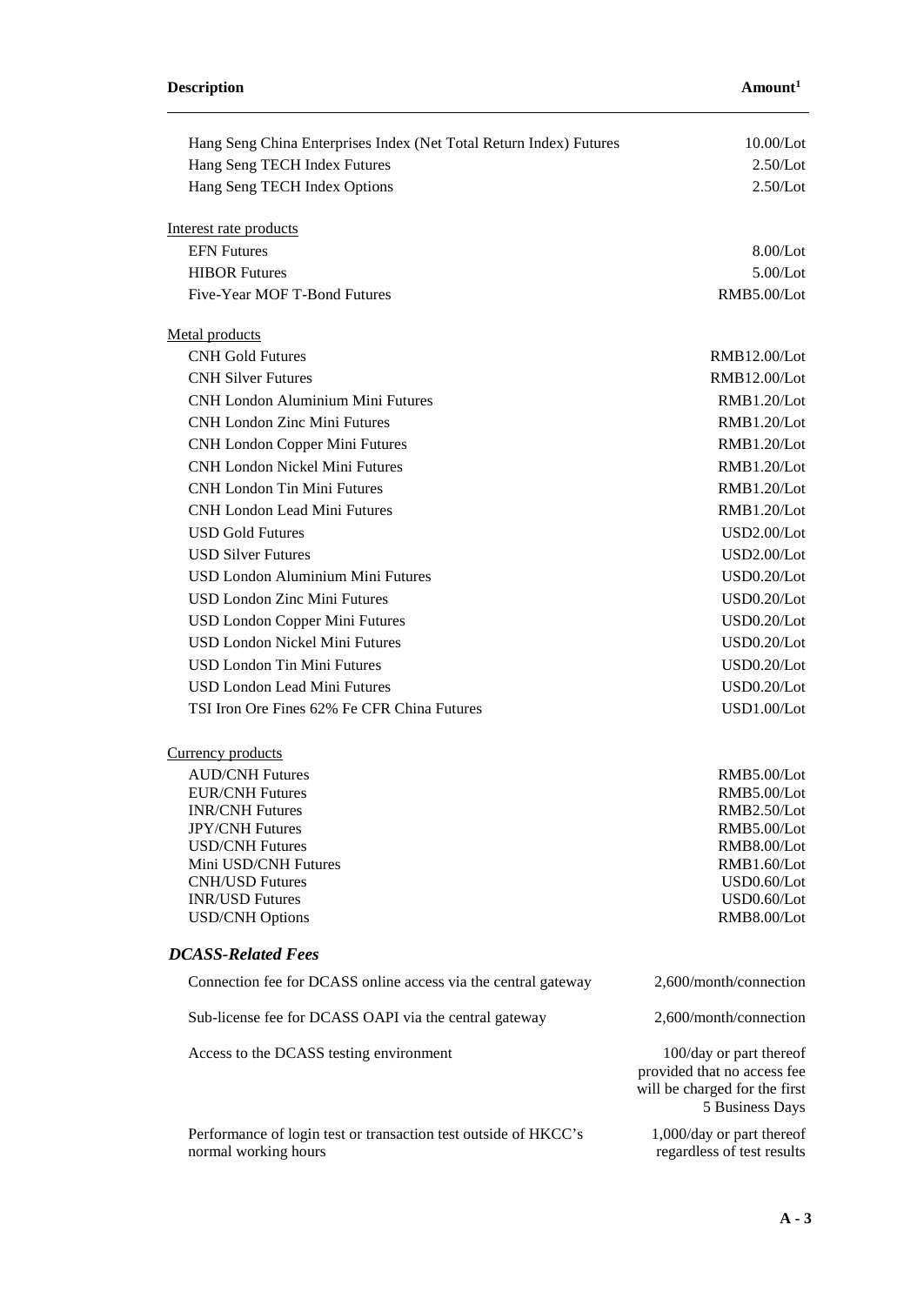| Description | Amount[1] |
| --- | --- |
| Hang Seng China Enterprises Index (Net Total Return Index) Futures | 10.00/Lot |
| Hang Seng TECH Index Futures | 2.50/Lot |
| Hang Seng TECH Index Options | 2.50/Lot |
| Interest rate products | |
| EFN Futures | 8.00/Lot |
| HIBOR Futures | 5.00/Lot |
| Five-Year MOF T-Bond Futures | RMB5.00/Lot |
| Metal products | |
| CNH Gold Futures | RMB12.00/Lot |
| CNH Silver Futures | RMB12.00/Lot |
| CNH London Aluminium Mini Futures | RMB1.20/Lot |
| CNH London Zinc Mini Futures | RMB1.20/Lot |
| CNH London Copper Mini Futures | RMB1.20/Lot |
| CNH London Nickel Mini Futures | RMB1.20/Lot |
| CNH London Tin Mini Futures | RMB1.20/Lot |
| CNH London Lead Mini Futures | RMB1.20/Lot |
| USD Gold Futures | USD2.00/Lot |
| USD Silver Futures | USD2.00/Lot |
| USD London Aluminium Mini Futures | USD0.20/Lot |
| USD London Zinc Mini Futures | USD0.20/Lot |
| USD London Copper Mini Futures | USD0.20/Lot |
| USD London Nickel Mini Futures | USD0.20/Lot |
| USD London Tin Mini Futures | USD0.20/Lot |
| USD London Lead Mini Futures | USD0.20/Lot |
| TSI Iron Ore Fines 62% Fe CFR China Futures | USD1.00/Lot |
| Currency products | |
| AUD/CNH Futures | RMB5.00/Lot |
| EUR/CNH Futures | RMB5.00/Lot |
| INR/CNH Futures | RMB2.50/Lot |
| JPY/CNH Futures | RMB5.00/Lot |
| USD/CNH Futures | RMB8.00/Lot |
| Mini USD/CNH Futures | RMB1.60/Lot |
| CNH/USD Futures | USD0.60/Lot |
| INR/USD Futures | USD0.60/Lot |
| USD/CNH Options | RMB8.00/Lot |

### *DCASS-Related Fees*

| Description | Amount |
| --- | --- |
| Connection fee for DCASS online access via the central gateway | 2,600/month/connection |
| Sub-license fee for DCASS OAPI via the central gateway | 2,600/month/connection |
| Access to the DCASS testing environment | 100/day or part thereof provided that no access fee will be charged for the first 5 Business Days |
| Performance of login test or transaction test outside of HKCC's normal working hours | 1,000/day or part thereof regardless of test results |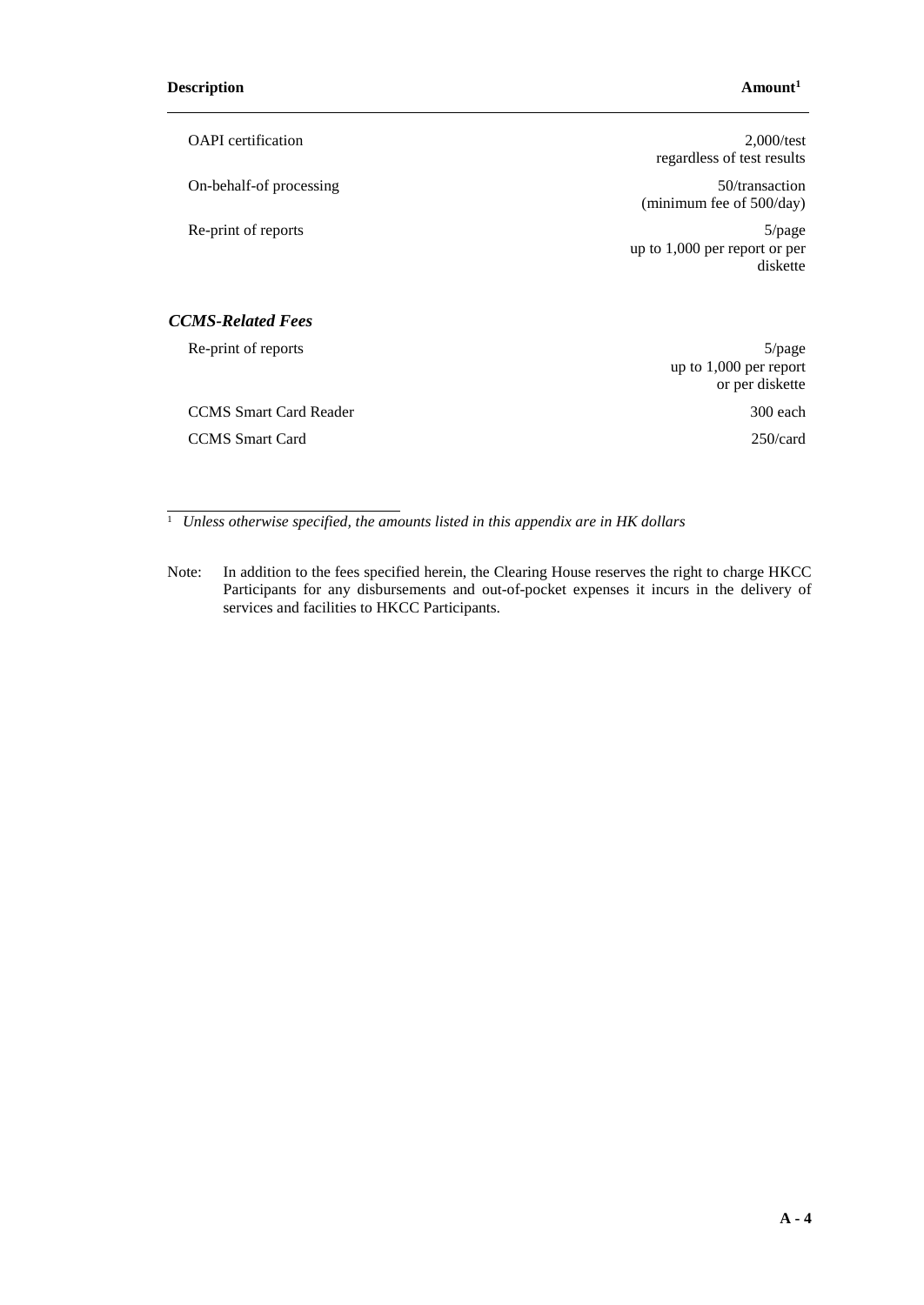| Description | Amount[1] |
|---|---|
| OAPI certification | 2,000/test regardless of test results |
| On-behalf-of processing | 50/transaction (minimum fee of 500/day) |
| Re-print of reports | 5/page up to 1,000 per report or per diskette |
| ***CCMS-Related Fees*** | |
| Re-print of reports | 5/page up to 1,000 per report or per diskette |
| CCMS Smart Card Reader | 300 each |
| CCMS Smart Card | 250/card |

[1] *Unless otherwise specified, the amounts listed in this appendix are in HK dollars*

Note: In addition to the fees specified herein, the Clearing House reserves the right to charge HKCC Participants for any disbursements and out-of-pocket expenses it incurs in the delivery of services and facilities to HKCC Participants.